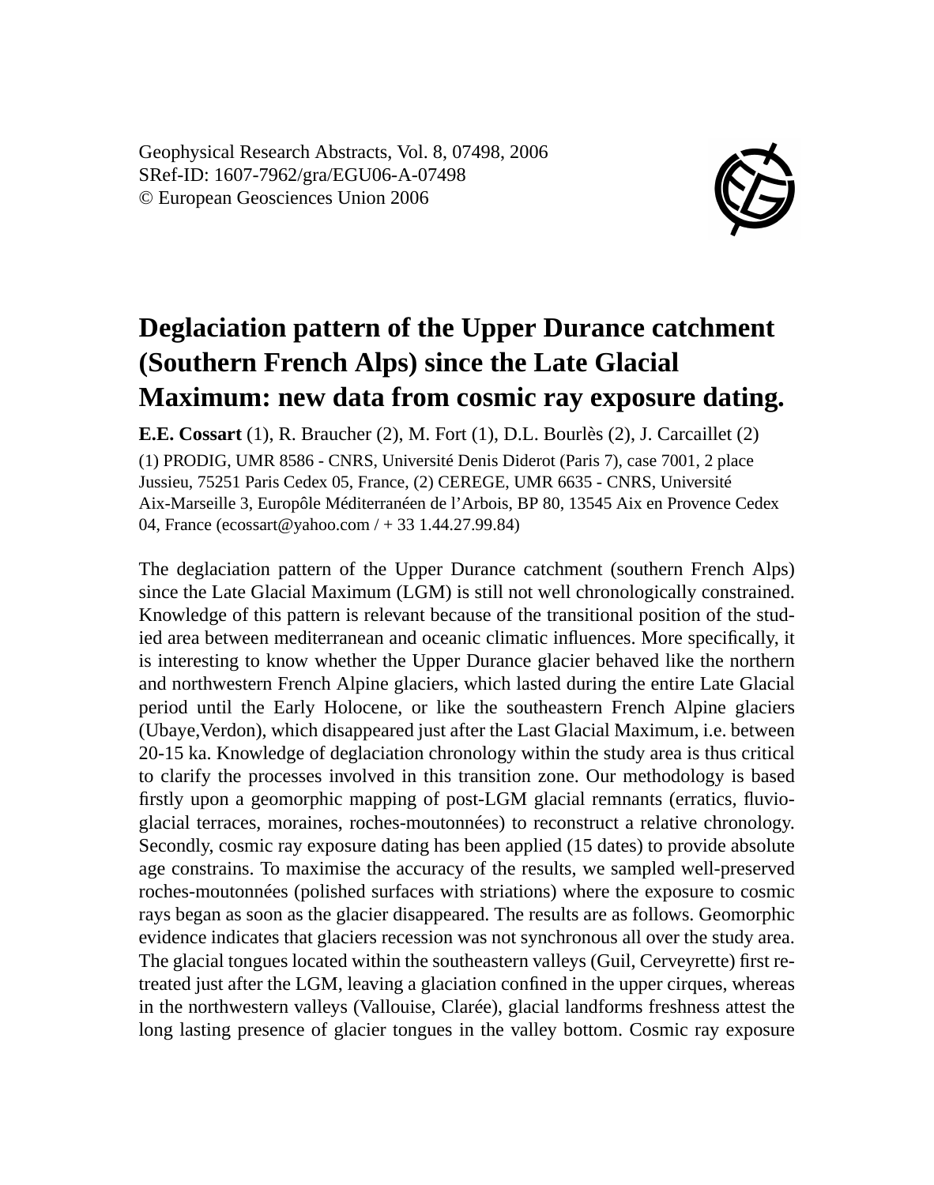Geophysical Research Abstracts, Vol. 8, 07498, 2006
SRef-ID: 1607-7962/gra/EGU06-A-07498
© European Geosciences Union 2006

# Deglaciation pattern of the Upper Durance catchment (Southern French Alps) since the Late Glacial Maximum: new data from cosmic ray exposure dating.

**E.E. Cossart** (1), R. Braucher (2), M. Fort (1), D.L. Bourlès (2), J. Carcaillet (2)

(1) PRODIG, UMR 8586 - CNRS, Université Denis Diderot (Paris 7), case 7001, 2 place Jussieu, 75251 Paris Cedex 05, France, (2) CEREGE, UMR 6635 - CNRS, Université Aix-Marseille 3, Europôle Méditerranéen de l'Arbois, BP 80, 13545 Aix en Provence Cedex 04, France (ecossart@yahoo.com / + 33 1.44.27.99.84)

The deglaciation pattern of the Upper Durance catchment (southern French Alps) since the Late Glacial Maximum (LGM) is still not well chronologically constrained. Knowledge of this pattern is relevant because of the transitional position of the studied area between mediterranean and oceanic climatic influences. More specifically, it is interesting to know whether the Upper Durance glacier behaved like the northern and northwestern French Alpine glaciers, which lasted during the entire Late Glacial period until the Early Holocene, or like the southeastern French Alpine glaciers (Ubaye,Verdon), which disappeared just after the Last Glacial Maximum, i.e. between 20-15 ka. Knowledge of deglaciation chronology within the study area is thus critical to clarify the processes involved in this transition zone. Our methodology is based firstly upon a geomorphic mapping of post-LGM glacial remnants (erratics, fluvio-glacial terraces, moraines, roches-moutonnées) to reconstruct a relative chronology. Secondly, cosmic ray exposure dating has been applied (15 dates) to provide absolute age constrains. To maximise the accuracy of the results, we sampled well-preserved roches-moutonnées (polished surfaces with striations) where the exposure to cosmic rays began as soon as the glacier disappeared. The results are as follows. Geomorphic evidence indicates that glaciers recession was not synchronous all over the study area. The glacial tongues located within the southeastern valleys (Guil, Cerveyrette) first retreated just after the LGM, leaving a glaciation confined in the upper cirques, whereas in the northwestern valleys (Vallouise, Clarée), glacial landforms freshness attest the long lasting presence of glacier tongues in the valley bottom. Cosmic ray exposure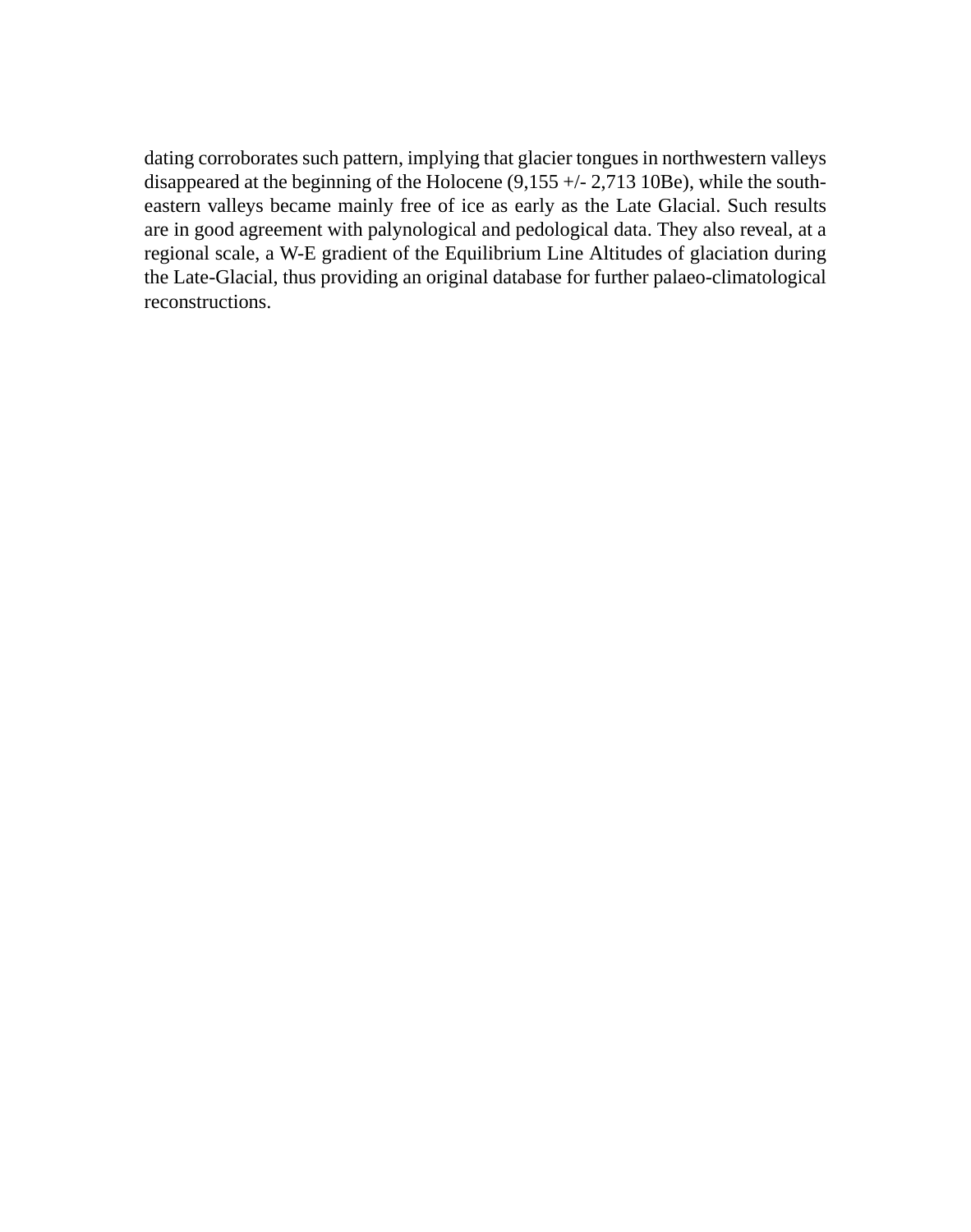dating corroborates such pattern, implying that glacier tongues in northwestern valleys disappeared at the beginning of the Holocene (9,155 +/- 2,713 10Be), while the south-eastern valleys became mainly free of ice as early as the Late Glacial. Such results are in good agreement with palynological and pedological data. They also reveal, at a regional scale, a W-E gradient of the Equilibrium Line Altitudes of glaciation during the Late-Glacial, thus providing an original database for further palaeo-climatological reconstructions.